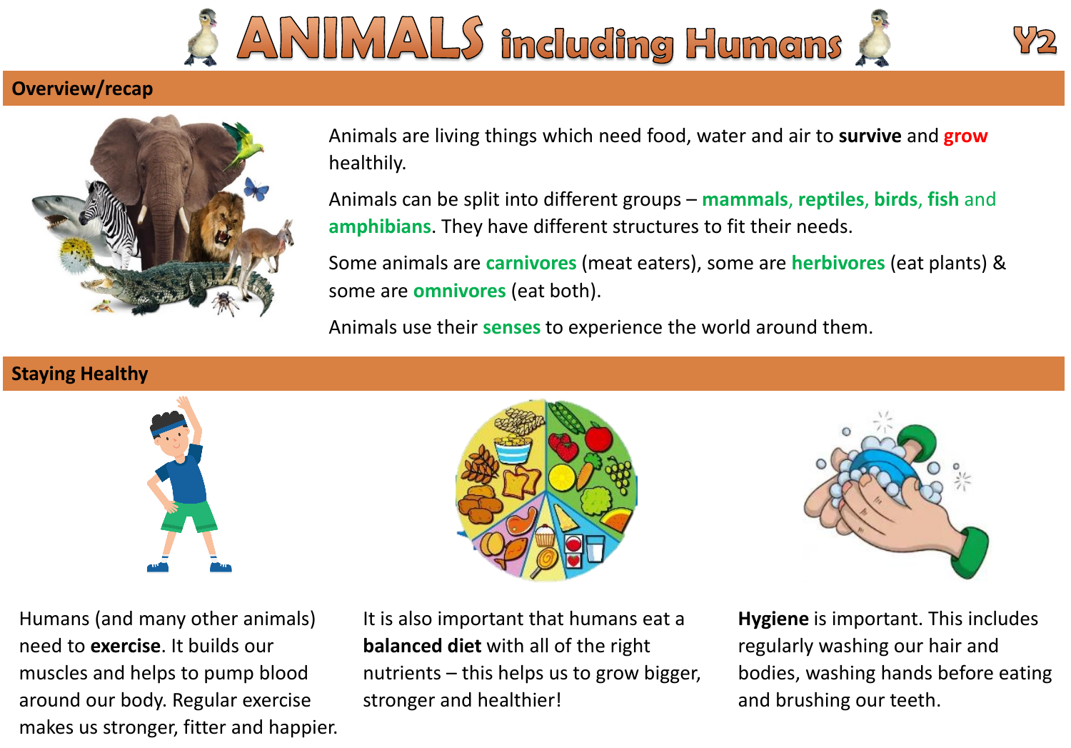# ANIMALS including Humans

Y2

## Overview/recap

Animals are living things which need food, water and air to **survive** and **grow** healthily.

Animals can be split into different groups – **mammals, reptiles, birds, fish** and **amphibians**. They have different structures to fit their needs.

Some animals are **carnivores** (meat eaters), some are **herbivores** (eat plants) & some are **omnivores** (eat both).

Animals use their **senses** to experience the world around them.

## Staying Healthy

Humans (and many other animals) need to **exercise**. It builds our muscles and helps to pump blood around our body. Regular exercise makes us stronger, fitter and happier.

It is also important that humans eat a **balanced diet** with all of the right nutrients – this helps us to grow bigger, stronger and healthier!

**Hygiene** is important. This includes regularly washing our hair and bodies, washing hands before eating and brushing our teeth.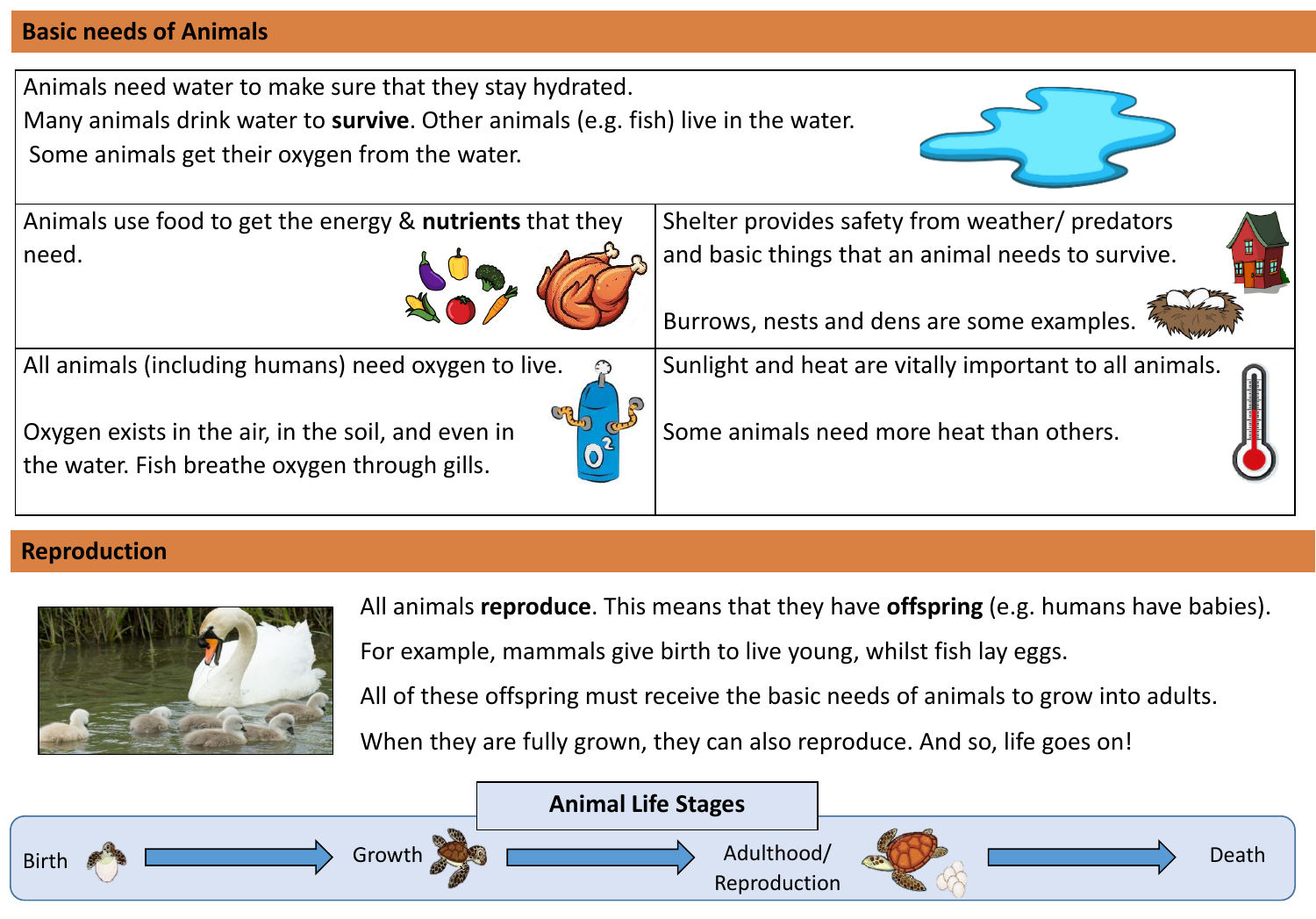## Basic needs of Animals

Animals need water to make sure that they stay hydrated.
Many animals drink water to **survive**. Other animals (e.g. fish) live in the water.
Some animals get their oxygen from the water.

Animals use food to get the energy & **nutrients** that they need.

Shelter provides safety from weather/ predators and basic things that an animal needs to survive.

Burrows, nests and dens are some examples.

All animals (including humans) need oxygen to live.

Oxygen exists in the air, in the soil, and even in the water. Fish breathe oxygen through gills.

Sunlight and heat are vitally important to all animals.

Some animals need more heat than others.

## Reproduction

All animals **reproduce**. This means that they have **offspring** (e.g. humans have babies).

For example, mammals give birth to live young, whilst fish lay eggs.

All of these offspring must receive the basic needs of animals to grow into adults.

When they are fully grown, they can also reproduce. And so, life goes on!

### Animal Life Stages

Birth → Growth → Adulthood/ Reproduction → Death